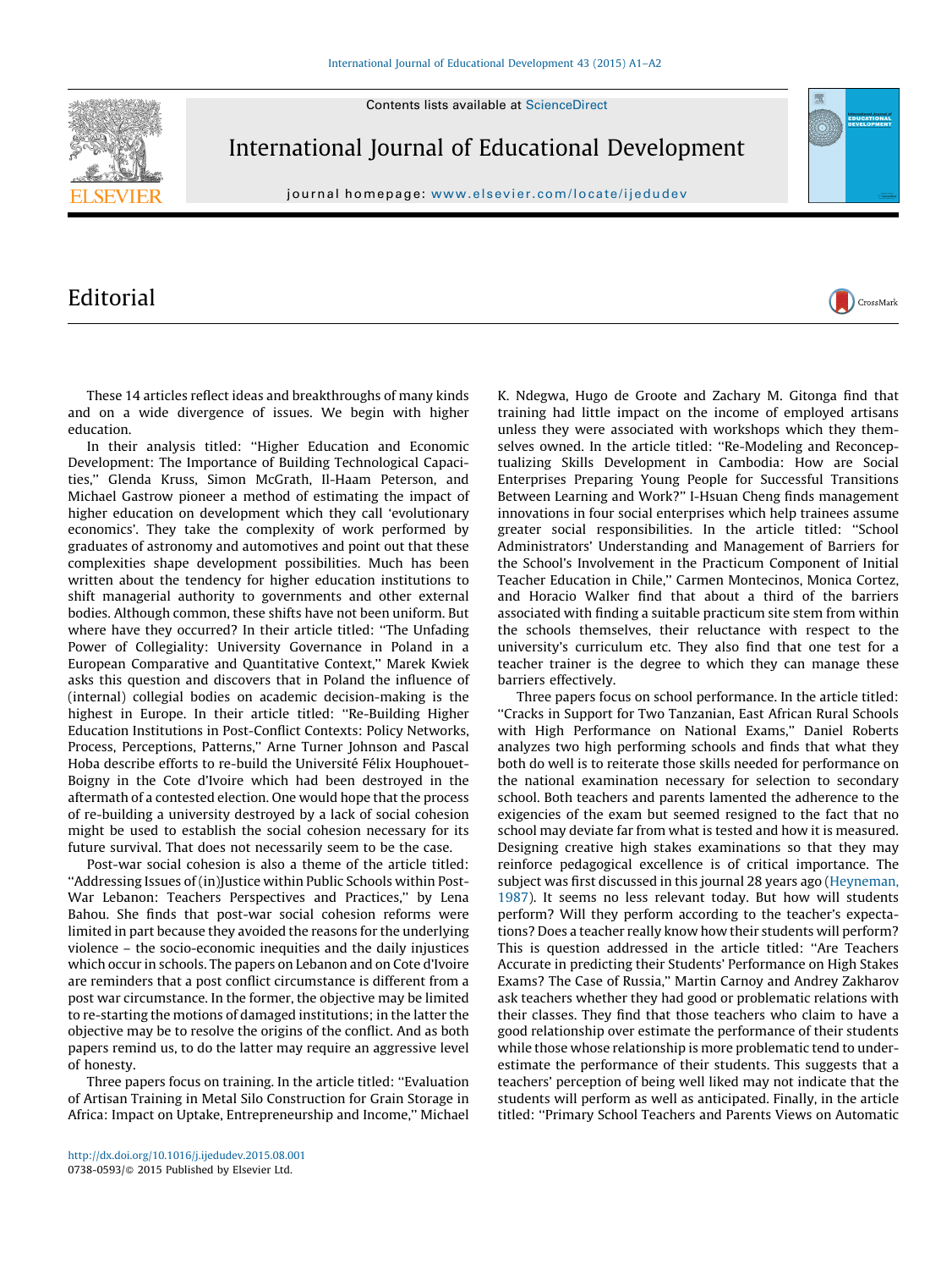Contents lists available at ScienceDirect

# International Journal of Educational Development

journal homepage: www.elsevier.com/locate/ijedudev

## Editorial

These 14 articles reflect ideas and breakthroughs of many kinds and on a wide divergence of issues. We begin with higher education.

In their analysis titled: ''Higher Education and Economic Development: The Importance of Building Technological Capacities,'' Glenda Kruss, Simon McGrath, Il-Haam Peterson, and Michael Gastrow pioneer a method of estimating the impact of higher education on development which they call 'evolutionary economics'. They take the complexity of work performed by graduates of astronomy and automotives and point out that these complexities shape development possibilities. Much has been written about the tendency for higher education institutions to shift managerial authority to governments and other external bodies. Although common, these shifts have not been uniform. But where have they occurred? In their article titled: ''The Unfading Power of Collegiality: University Governance in Poland in a European Comparative and Quantitative Context,'' Marek Kwiek asks this question and discovers that in Poland the influence of (internal) collegial bodies on academic decision-making is the highest in Europe. In their article titled: ''Re-Building Higher Education Institutions in Post-Conflict Contexts: Policy Networks, Process, Perceptions, Patterns,'' Arne Turner Johnson and Pascal Hoba describe efforts to re-build the Université Félix Houphouet-Boigny in the Cote d'Ivoire which had been destroyed in the aftermath of a contested election. One would hope that the process of re-building a university destroyed by a lack of social cohesion might be used to establish the social cohesion necessary for its future survival. That does not necessarily seem to be the case.

Post-war social cohesion is also a theme of the article titled: ''Addressing Issues of (in)Justice within Public Schools within Post-War Lebanon: Teachers Perspectives and Practices,'' by Lena Bahou. She finds that post-war social cohesion reforms were limited in part because they avoided the reasons for the underlying violence – the socio-economic inequities and the daily injustices which occur in schools. The papers on Lebanon and on Cote d'Ivoire are reminders that a post conflict circumstance is different from a post war circumstance. In the former, the objective may be limited to re-starting the motions of damaged institutions; in the latter the objective may be to resolve the origins of the conflict. And as both papers remind us, to do the latter may require an aggressive level of honesty.

Three papers focus on training. In the article titled: ''Evaluation of Artisan Training in Metal Silo Construction for Grain Storage in Africa: Impact on Uptake, Entrepreneurship and Income,'' Michael K. Ndegwa, Hugo de Groote and Zachary M. Gitonga find that training had little impact on the income of employed artisans unless they were associated with workshops which they themselves owned. In the article titled: ''Re-Modeling and Reconceptualizing Skills Development in Cambodia: How are Social Enterprises Preparing Young People for Successful Transitions Between Learning and Work?'' I-Hsuan Cheng finds management innovations in four social enterprises which help trainees assume greater social responsibilities. In the article titled: ''School Administrators' Understanding and Management of Barriers for the School's Involvement in the Practicum Component of Initial Teacher Education in Chile,'' Carmen Montecinos, Monica Cortez, and Horacio Walker find that about a third of the barriers associated with finding a suitable practicum site stem from within the schools themselves, their reluctance with respect to the university's curriculum etc. They also find that one test for a teacher trainer is the degree to which they can manage these barriers effectively.

Three papers focus on school performance. In the article titled: ''Cracks in Support for Two Tanzanian, East African Rural Schools with High Performance on National Exams,'' Daniel Roberts analyzes two high performing schools and finds that what they both do well is to reiterate those skills needed for performance on the national examination necessary for selection to secondary school. Both teachers and parents lamented the adherence to the exigencies of the exam but seemed resigned to the fact that no school may deviate far from what is tested and how it is measured. Designing creative high stakes examinations so that they may reinforce pedagogical excellence is of critical importance. The subject was first discussed in this journal 28 years ago (Heyneman, 1987). It seems no less relevant today. But how will students perform? Will they perform according to the teacher's expectations? Does a teacher really know how their students will perform? This is question addressed in the article titled: ''Are Teachers Accurate in predicting their Students' Performance on High Stakes Exams? The Case of Russia,'' Martin Carnoy and Andrey Zakharov ask teachers whether they had good or problematic relations with their classes. They find that those teachers who claim to have a good relationship over estimate the performance of their students while those whose relationship is more problematic tend to underestimate the performance of their students. This suggests that a teachers' perception of being well liked may not indicate that the students will perform as well as anticipated. Finally, in the article titled: ''Primary School Teachers and Parents Views on Automatic

http://dx.doi.org/10.1016/j.ijedudev.2015.08.001
0738-0593/© 2015 Published by Elsevier Ltd.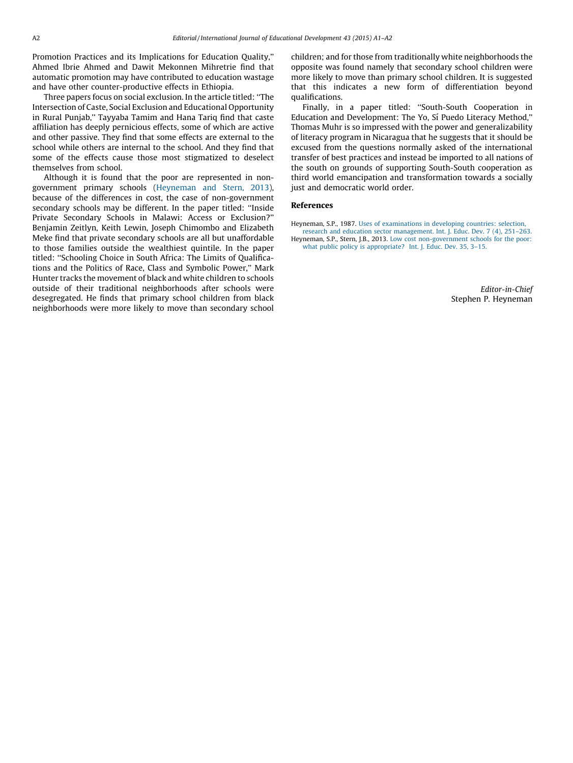Promotion Practices and its Implications for Education Quality,'' Ahmed Ibrie Ahmed and Dawit Mekonnen Mihretrie find that automatic promotion may have contributed to education wastage and have other counter-productive effects in Ethiopia.

Three papers focus on social exclusion. In the article titled: ''The Intersection of Caste, Social Exclusion and Educational Opportunity in Rural Punjab,'' Tayyaba Tamim and Hana Tariq find that caste affiliation has deeply pernicious effects, some of which are active and other passive. They find that some effects are external to the school while others are internal to the school. And they find that some of the effects cause those most stigmatized to deselect themselves from school.

Although it is found that the poor are represented in non-government primary schools (Heyneman and Stern, 2013), because of the differences in cost, the case of non-government secondary schools may be different. In the paper titled: ''Inside Private Secondary Schools in Malawi: Access or Exclusion?'' Benjamin Zeitlyn, Keith Lewin, Joseph Chimombo and Elizabeth Meke find that private secondary schools are all but unaffordable to those families outside the wealthiest quintile. In the paper titled: ''Schooling Choice in South Africa: The Limits of Qualifications and the Politics of Race, Class and Symbolic Power,'' Mark Hunter tracks the movement of black and white children to schools outside of their traditional neighborhoods after schools were desegregated. He finds that primary school children from black neighborhoods were more likely to move than secondary school children; and for those from traditionally white neighborhoods the opposite was found namely that secondary school children were more likely to move than primary school children. It is suggested that this indicates a new form of differentiation beyond qualifications.

Finally, in a paper titled: ''South-South Cooperation in Education and Development: The Yo, Sí Puedo Literacy Method,'' Thomas Muhr is so impressed with the power and generalizability of literacy program in Nicaragua that he suggests that it should be excused from the questions normally asked of the international transfer of best practices and instead be imported to all nations of the south on grounds of supporting South-South cooperation as third world emancipation and transformation towards a socially just and democratic world order.

## References

Heyneman, S.P., 1987. Uses of examinations in developing countries: selection, research and education sector management. Int. J. Educ. Dev. 7 (4), 251–263.

Heyneman, S.P., Stern, J.B., 2013. Low cost non-government schools for the poor: what public policy is appropriate? Int. J. Educ. Dev. 35, 3–15.

*Editor-in-Chief*
Stephen P. Heyneman